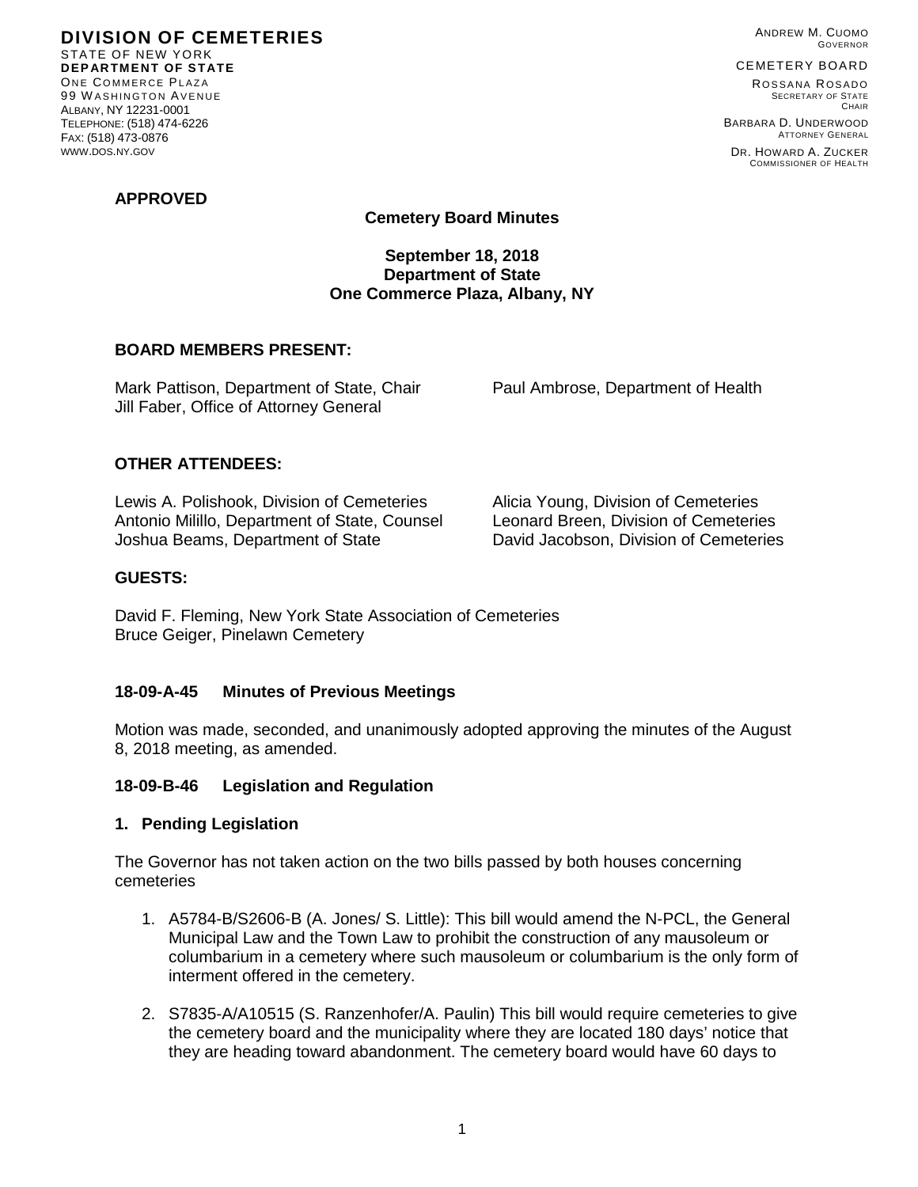**DIVISION OF CEMETERIES**
STATE OF NEW YORK
**DEPARTMENT OF STATE**
ONE COMMERCE PLAZA
99 WASHINGTON AVENUE
ALBANY, NY 12231-0001
TELEPHONE: (518) 474-6226
FAX: (518) 473-0876
WWW.DOS.NY.GOV

ANDREW M. CUOMO
GOVERNOR

CEMETERY BOARD

ROSSANA ROSADO
SECRETARY OF STATE
CHAIR

BARBARA D. UNDERWOOD
ATTORNEY GENERAL

DR. HOWARD A. ZUCKER
COMMISSIONER OF HEALTH

**APPROVED**

**Cemetery Board Minutes**

**September 18, 2018**
**Department of State**
**One Commerce Plaza, Albany, NY**

## BOARD MEMBERS PRESENT:

Mark Pattison, Department of State, Chair
Jill Faber, Office of Attorney General
Paul Ambrose, Department of Health

## OTHER ATTENDEES:

Lewis A. Polishook, Division of Cemeteries
Antonio Milillo, Department of State, Counsel
Joshua Beams, Department of State
Alicia Young, Division of Cemeteries
Leonard Breen, Division of Cemeteries
David Jacobson, Division of Cemeteries

## GUESTS:

David F. Fleming, New York State Association of Cemeteries
Bruce Geiger, Pinelawn Cemetery

## 18-09-A-45 Minutes of Previous Meetings

Motion was made, seconded, and unanimously adopted approving the minutes of the August 8, 2018 meeting, as amended.

## 18-09-B-46 Legislation and Regulation

### 1. Pending Legislation

The Governor has not taken action on the two bills passed by both houses concerning cemeteries

1. A5784-B/S2606-B (A. Jones/ S. Little): This bill would amend the N-PCL, the General Municipal Law and the Town Law to prohibit the construction of any mausoleum or columbarium in a cemetery where such mausoleum or columbarium is the only form of interment offered in the cemetery.

2. S7835-A/A10515 (S. Ranzenhofer/A. Paulin) This bill would require cemeteries to give the cemetery board and the municipality where they are located 180 days' notice that they are heading toward abandonment. The cemetery board would have 60 days to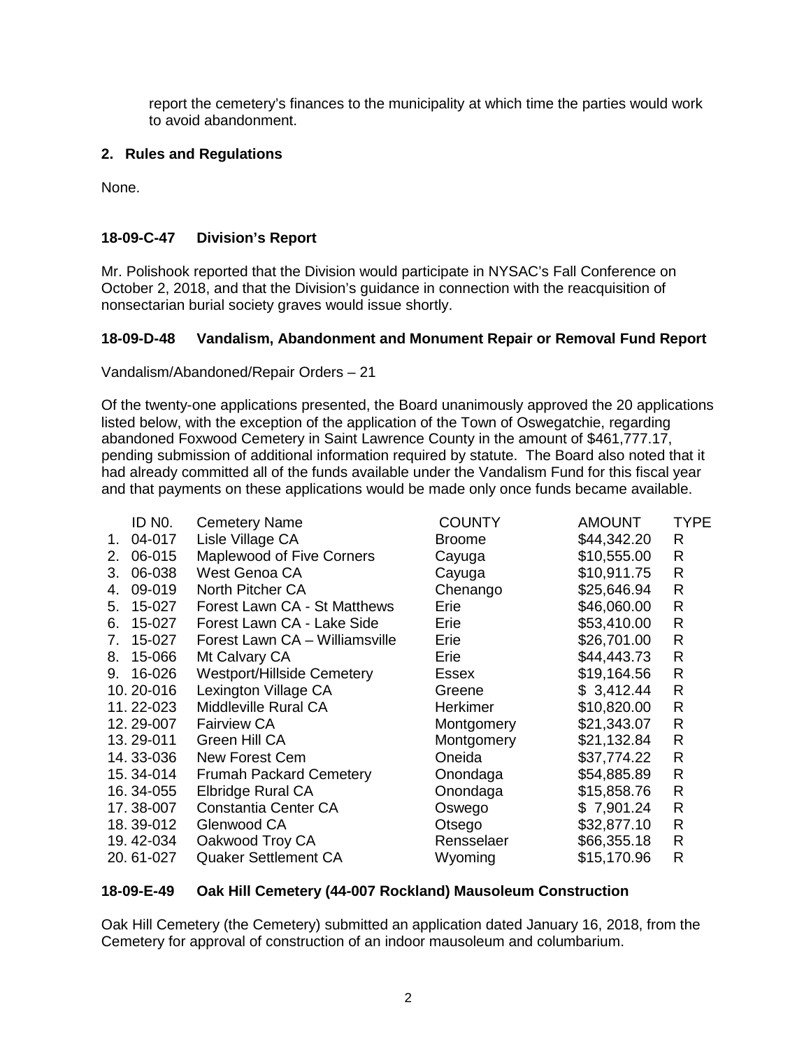report the cemetery's finances to the municipality at which time the parties would work to avoid abandonment.

**2. Rules and Regulations**

None.

**18-09-C-47 Division's Report**

Mr. Polishook reported that the Division would participate in NYSAC's Fall Conference on October 2, 2018, and that the Division's guidance in connection with the reacquisition of nonsectarian burial society graves would issue shortly.

**18-09-D-48 Vandalism, Abandonment and Monument Repair or Removal Fund Report**

Vandalism/Abandoned/Repair Orders – 21

Of the twenty-one applications presented, the Board unanimously approved the 20 applications listed below, with the exception of the application of the Town of Oswegatchie, regarding abandoned Foxwood Cemetery in Saint Lawrence County in the amount of $461,777.17, pending submission of additional information required by statute. The Board also noted that it had already committed all of the funds available under the Vandalism Fund for this fiscal year and that payments on these applications would be made only once funds became available.

| | ID N0. | Cemetery Name | COUNTY | AMOUNT | TYPE |
|---|---|---|---|---|---|
| 1. | 04-017 | Lisle Village CA | Broome | $44,342.20 | R |
| 2. | 06-015 | Maplewood of Five Corners | Cayuga | $10,555.00 | R |
| 3. | 06-038 | West Genoa CA | Cayuga | $10,911.75 | R |
| 4. | 09-019 | North Pitcher CA | Chenango | $25,646.94 | R |
| 5. | 15-027 | Forest Lawn CA - St Matthews | Erie | $46,060.00 | R |
| 6. | 15-027 | Forest Lawn CA - Lake Side | Erie | $53,410.00 | R |
| 7. | 15-027 | Forest Lawn CA – Williamsville | Erie | $26,701.00 | R |
| 8. | 15-066 | Mt Calvary CA | Erie | $44,443.73 | R |
| 9. | 16-026 | Westport/Hillside Cemetery | Essex | $19,164.56 | R |
| 10. | 20-016 | Lexington Village CA | Greene | $ 3,412.44 | R |
| 11. | 22-023 | Middleville Rural CA | Herkimer | $10,820.00 | R |
| 12. | 29-007 | Fairview CA | Montgomery | $21,343.07 | R |
| 13. | 29-011 | Green Hill CA | Montgomery | $21,132.84 | R |
| 14. | 33-036 | New Forest Cem | Oneida | $37,774.22 | R |
| 15. | 34-014 | Frumah Packard Cemetery | Onondaga | $54,885.89 | R |
| 16. | 34-055 | Elbridge Rural CA | Onondaga | $15,858.76 | R |
| 17. | 38-007 | Constantia Center CA | Oswego | $ 7,901.24 | R |
| 18. | 39-012 | Glenwood CA | Otsego | $32,877.10 | R |
| 19. | 42-034 | Oakwood Troy CA | Rensselaer | $66,355.18 | R |
| 20. | 61-027 | Quaker Settlement CA | Wyoming | $15,170.96 | R |

**18-09-E-49 Oak Hill Cemetery (44-007 Rockland) Mausoleum Construction**

Oak Hill Cemetery (the Cemetery) submitted an application dated January 16, 2018, from the Cemetery for approval of construction of an indoor mausoleum and columbarium.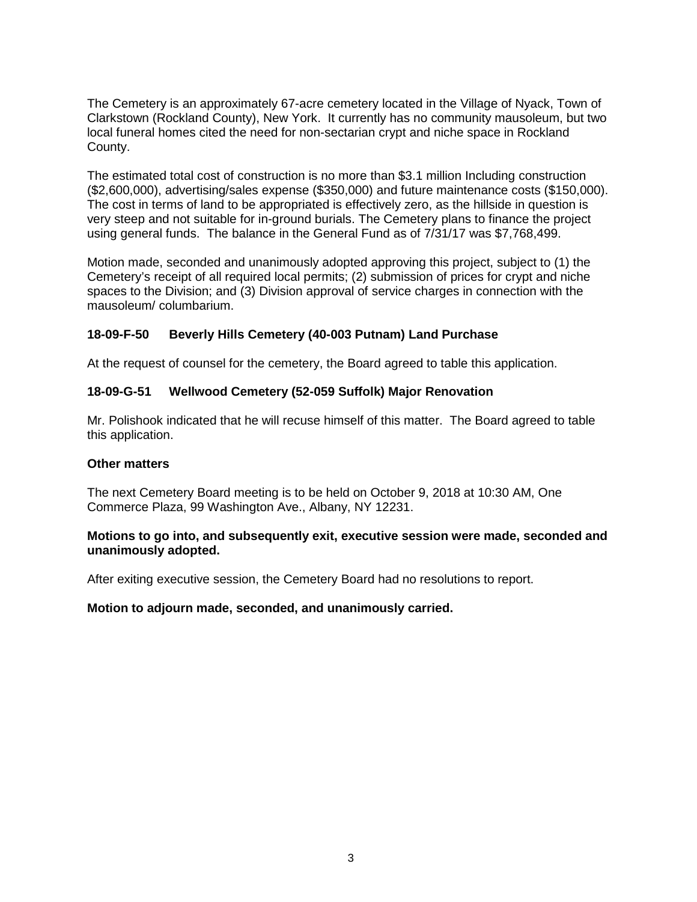The Cemetery is an approximately 67-acre cemetery located in the Village of Nyack, Town of Clarkstown (Rockland County), New York. It currently has no community mausoleum, but two local funeral homes cited the need for non-sectarian crypt and niche space in Rockland County.

The estimated total cost of construction is no more than $3.1 million Including construction ($2,600,000), advertising/sales expense ($350,000) and future maintenance costs ($150,000). The cost in terms of land to be appropriated is effectively zero, as the hillside in question is very steep and not suitable for in-ground burials. The Cemetery plans to finance the project using general funds. The balance in the General Fund as of 7/31/17 was $7,768,499.

Motion made, seconded and unanimously adopted approving this project, subject to (1) the Cemetery's receipt of all required local permits; (2) submission of prices for crypt and niche spaces to the Division; and (3) Division approval of service charges in connection with the mausoleum/ columbarium.

### 18-09-F-50 Beverly Hills Cemetery (40-003 Putnam) Land Purchase

At the request of counsel for the cemetery, the Board agreed to table this application.

### 18-09-G-51 Wellwood Cemetery (52-059 Suffolk) Major Renovation

Mr. Polishook indicated that he will recuse himself of this matter. The Board agreed to table this application.

### Other matters

The next Cemetery Board meeting is to be held on October 9, 2018 at 10:30 AM, One Commerce Plaza, 99 Washington Ave., Albany, NY 12231.

**Motions to go into, and subsequently exit, executive session were made, seconded and unanimously adopted.**

After exiting executive session, the Cemetery Board had no resolutions to report.

**Motion to adjourn made, seconded, and unanimously carried.**